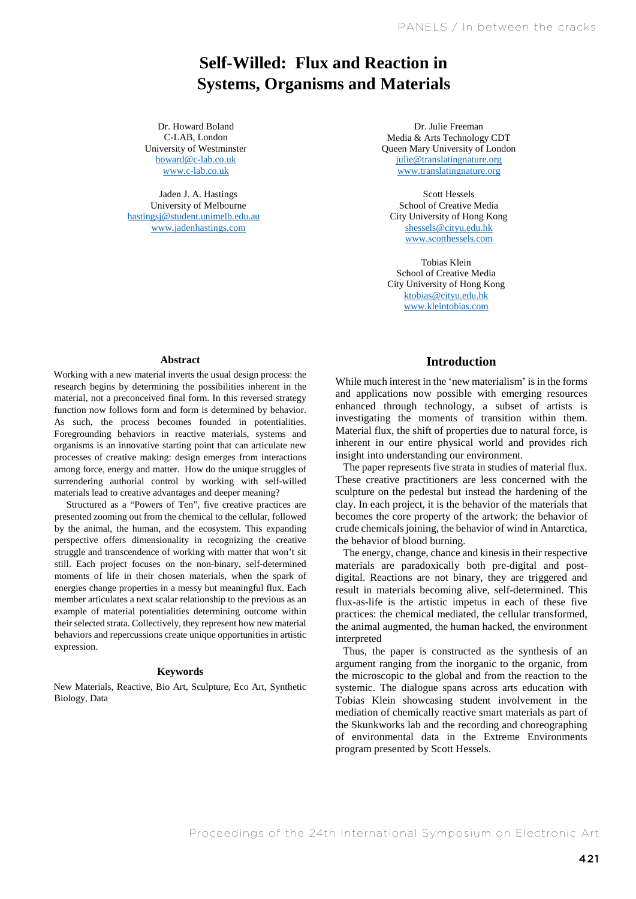# Self-Willed: Flux and Reaction in Systems, Organisms and Materials

Dr. Howard Boland
C-LAB, London
University of Westminster
howard@c-lab.co.uk
www.c-lab.co.uk

Jaden J. A. Hastings
University of Melbourne
hastingsj@student.unimelb.edu.au
www.jadenhastings.com

Dr. Julie Freeman
Media & Arts Technology CDT
Queen Mary University of London
julie@translatingnature.org
www.translatingnature.org

Scott Hessels
School of Creative Media
City University of Hong Kong
shessels@cityu.edu.hk
www.scotthessels.com

Tobias Klein
School of Creative Media
City University of Hong Kong
ktobias@cityu.edu.hk
www.kleintobias.com

## Abstract

Working with a new material inverts the usual design process: the research begins by determining the possibilities inherent in the material, not a preconceived final form. In this reversed strategy function now follows form and form is determined by behavior. As such, the process becomes founded in potentialities. Foregrounding behaviors in reactive materials, systems and organisms is an innovative starting point that can articulate new processes of creative making: design emerges from interactions among force, energy and matter. How do the unique struggles of surrendering authorial control by working with self-willed materials lead to creative advantages and deeper meaning?

Structured as a "Powers of Ten", five creative practices are presented zooming out from the chemical to the cellular, followed by the animal, the human, and the ecosystem. This expanding perspective offers dimensionality in recognizing the creative struggle and transcendence of working with matter that won't sit still. Each project focuses on the non-binary, self-determined moments of life in their chosen materials, when the spark of energies change properties in a messy but meaningful flux. Each member articulates a next scalar relationship to the previous as an example of material potentialities determining outcome within their selected strata. Collectively, they represent how new material behaviors and repercussions create unique opportunities in artistic expression.

## Keywords

New Materials, Reactive, Bio Art, Sculpture, Eco Art, Synthetic Biology, Data

## Introduction

While much interest in the 'new materialism' is in the forms and applications now possible with emerging resources enhanced through technology, a subset of artists is investigating the moments of transition within them. Material flux, the shift of properties due to natural force, is inherent in our entire physical world and provides rich insight into understanding our environment.

The paper represents five strata in studies of material flux. These creative practitioners are less concerned with the sculpture on the pedestal but instead the hardening of the clay. In each project, it is the behavior of the materials that becomes the core property of the artwork: the behavior of crude chemicals joining, the behavior of wind in Antarctica, the behavior of blood burning.

The energy, change, chance and kinesis in their respective materials are paradoxically both pre-digital and post-digital. Reactions are not binary, they are triggered and result in materials becoming alive, self-determined. This flux-as-life is the artistic impetus in each of these five practices: the chemical mediated, the cellular transformed, the animal augmented, the human hacked, the environment interpreted

Thus, the paper is constructed as the synthesis of an argument ranging from the inorganic to the organic, from the microscopic to the global and from the reaction to the systemic. The dialogue spans across arts education with Tobias Klein showcasing student involvement in the mediation of chemically reactive smart materials as part of the Skunkworks lab and the recording and choreographing of environmental data in the Extreme Environments program presented by Scott Hessels.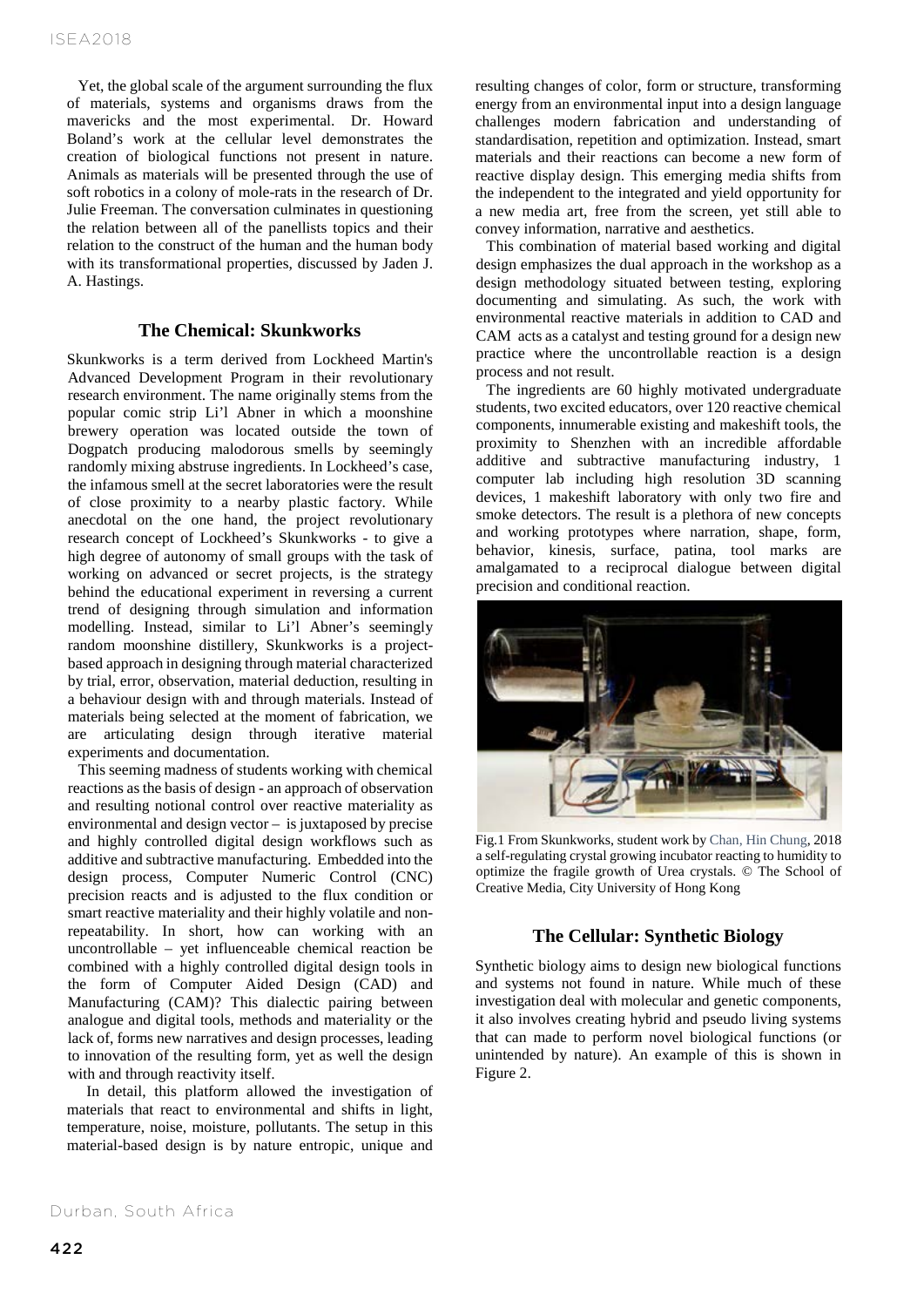Yet, the global scale of the argument surrounding the flux of materials, systems and organisms draws from the mavericks and the most experimental. Dr. Howard Boland's work at the cellular level demonstrates the creation of biological functions not present in nature. Animals as materials will be presented through the use of soft robotics in a colony of mole-rats in the research of Dr. Julie Freeman. The conversation culminates in questioning the relation between all of the panellists topics and their relation to the construct of the human and the human body with its transformational properties, discussed by Jaden J. A. Hastings.

## The Chemical: Skunkworks

Skunkworks is a term derived from Lockheed Martin's Advanced Development Program in their revolutionary research environment. The name originally stems from the popular comic strip Li'l Abner in which a moonshine brewery operation was located outside the town of Dogpatch producing malodorous smells by seemingly randomly mixing abstruse ingredients. In Lockheed's case, the infamous smell at the secret laboratories were the result of close proximity to a nearby plastic factory. While anecdotal on the one hand, the project revolutionary research concept of Lockheed's Skunkworks - to give a high degree of autonomy of small groups with the task of working on advanced or secret projects, is the strategy behind the educational experiment in reversing a current trend of designing through simulation and information modelling. Instead, similar to Li'l Abner's seemingly random moonshine distillery, Skunkworks is a project-based approach in designing through material characterized by trial, error, observation, material deduction, resulting in a behaviour design with and through materials. Instead of materials being selected at the moment of fabrication, we are articulating design through iterative material experiments and documentation.

This seeming madness of students working with chemical reactions as the basis of design - an approach of observation and resulting notional control over reactive materiality as environmental and design vector – is juxtaposed by precise and highly controlled digital design workflows such as additive and subtractive manufacturing. Embedded into the design process, Computer Numeric Control (CNC) precision reacts and is adjusted to the flux condition or smart reactive materiality and their highly volatile and non-repeatability. In short, how can working with an uncontrollable – yet influenceable chemical reaction be combined with a highly controlled digital design tools in the form of Computer Aided Design (CAD) and Manufacturing (CAM)? This dialectic pairing between analogue and digital tools, methods and materiality or the lack of, forms new narratives and design processes, leading to innovation of the resulting form, yet as well the design with and through reactivity itself.

In detail, this platform allowed the investigation of materials that react to environmental and shifts in light, temperature, noise, moisture, pollutants. The setup in this material-based design is by nature entropic, unique and resulting changes of color, form or structure, transforming energy from an environmental input into a design language challenges modern fabrication and understanding of standardisation, repetition and optimization. Instead, smart materials and their reactions can become a new form of reactive display design. This emerging media shifts from the independent to the integrated and yield opportunity for a new media art, free from the screen, yet still able to convey information, narrative and aesthetics.

This combination of material based working and digital design emphasizes the dual approach in the workshop as a design methodology situated between testing, exploring documenting and simulating. As such, the work with environmental reactive materials in addition to CAD and CAM acts as a catalyst and testing ground for a design new practice where the uncontrollable reaction is a design process and not result.

The ingredients are 60 highly motivated undergraduate students, two excited educators, over 120 reactive chemical components, innumerable existing and makeshift tools, the proximity to Shenzhen with an incredible affordable additive and subtractive manufacturing industry, 1 computer lab including high resolution 3D scanning devices, 1 makeshift laboratory with only two fire and smoke detectors. The result is a plethora of new concepts and working prototypes where narration, shape, form, behavior, kinesis, surface, patina, tool marks are amalgamated to a reciprocal dialogue between digital precision and conditional reaction.

Fig.1 From Skunkworks, student work by Chan, Hin Chung, 2018 a self-regulating crystal growing incubator reacting to humidity to optimize the fragile growth of Urea crystals. © The School of Creative Media, City University of Hong Kong

## The Cellular: Synthetic Biology

Synthetic biology aims to design new biological functions and systems not found in nature. While much of these investigation deal with molecular and genetic components, it also involves creating hybrid and pseudo living systems that can made to perform novel biological functions (or unintended by nature). An example of this is shown in Figure 2.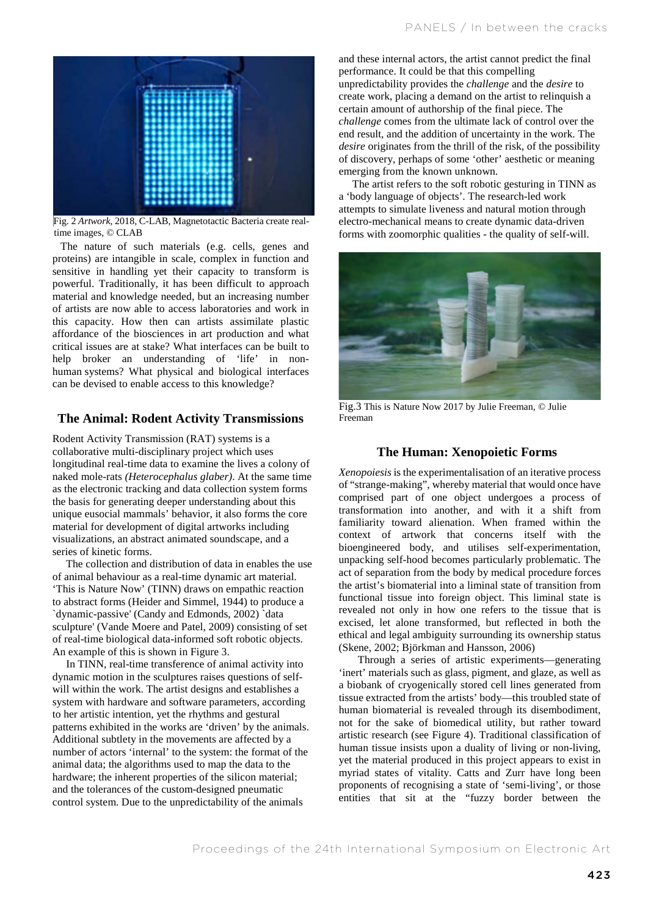Fig. 2 *Artwork*, 2018, C-LAB, Magnetotactic Bacteria create real-time images, © CLAB

The nature of such materials (e.g. cells, genes and proteins) are intangible in scale, complex in function and sensitive in handling yet their capacity to transform is powerful. Traditionally, it has been difficult to approach material and knowledge needed, but an increasing number of artists are now able to access laboratories and work in this capacity. How then can artists assimilate plastic affordance of the biosciences in art production and what critical issues are at stake? What interfaces can be built to help broker an understanding of 'life' in non-human systems? What physical and biological interfaces can be devised to enable access to this knowledge?

## The Animal: Rodent Activity Transmissions

Rodent Activity Transmission (RAT) systems is a collaborative multi-disciplinary project which uses longitudinal real-time data to examine the lives a colony of naked mole-rats *(Heterocephalus glaber)*. At the same time as the electronic tracking and data collection system forms the basis for generating deeper understanding about this unique eusocial mammals' behavior, it also forms the core material for development of digital artworks including visualizations, an abstract animated soundscape, and a series of kinetic forms.

The collection and distribution of data in enables the use of animal behaviour as a real-time dynamic art material. 'This is Nature Now' (TINN) draws on empathic reaction to abstract forms (Heider and Simmel, 1944) to produce a `dynamic-passive' (Candy and Edmonds, 2002) `data sculpture' (Vande Moere and Patel, 2009) consisting of set of real-time biological data-informed soft robotic objects. An example of this is shown in Figure 3.

In TINN, real-time transference of animal activity into dynamic motion in the sculptures raises questions of self-will within the work. The artist designs and establishes a system with hardware and software parameters, according to her artistic intention, yet the rhythms and gestural patterns exhibited in the works are 'driven' by the animals. Additional subtlety in the movements are affected by a number of actors 'internal' to the system: the format of the animal data; the algorithms used to map the data to the hardware; the inherent properties of the silicon material; and the tolerances of the custom-designed pneumatic control system. Due to the unpredictability of the animals and these internal actors, the artist cannot predict the final performance. It could be that this compelling unpredictability provides the *challenge* and the *desire* to create work, placing a demand on the artist to relinquish a certain amount of authorship of the final piece. The *challenge* comes from the ultimate lack of control over the end result, and the addition of uncertainty in the work. The *desire* originates from the thrill of the risk, of the possibility of discovery, perhaps of some 'other' aesthetic or meaning emerging from the known unknown.

The artist refers to the soft robotic gesturing in TINN as a 'body language of objects'. The research-led work attempts to simulate liveness and natural motion through electro-mechanical means to create dynamic data-driven forms with zoomorphic qualities - the quality of self-will.

Fig.3 This is Nature Now 2017 by Julie Freeman, © Julie Freeman

## The Human: Xenopoietic Forms

*Xenopoiesis* is the experimentalisation of an iterative process of "strange-making", whereby material that would once have comprised part of one object undergoes a process of transformation into another, and with it a shift from familiarity toward alienation. When framed within the context of artwork that concerns itself with the bioengineered body, and utilises self-experimentation, unpacking self-hood becomes particularly problematic. The act of separation from the body by medical procedure forces the artist's biomaterial into a liminal state of transition from functional tissue into foreign object. This liminal state is revealed not only in how one refers to the tissue that is excised, let alone transformed, but reflected in both the ethical and legal ambiguity surrounding its ownership status (Skene, 2002; Björkman and Hansson, 2006)

Through a series of artistic experiments—generating 'inert' materials such as glass, pigment, and glaze, as well as a biobank of cryogenically stored cell lines generated from tissue extracted from the artists' body—this troubled state of human biomaterial is revealed through its disembodiment, not for the sake of biomedical utility, but rather toward artistic research (see Figure 4). Traditional classification of human tissue insists upon a duality of living or non-living, yet the material produced in this project appears to exist in myriad states of vitality. Catts and Zurr have long been proponents of recognising a state of 'semi-living', or those entities that sit at the "fuzzy border between the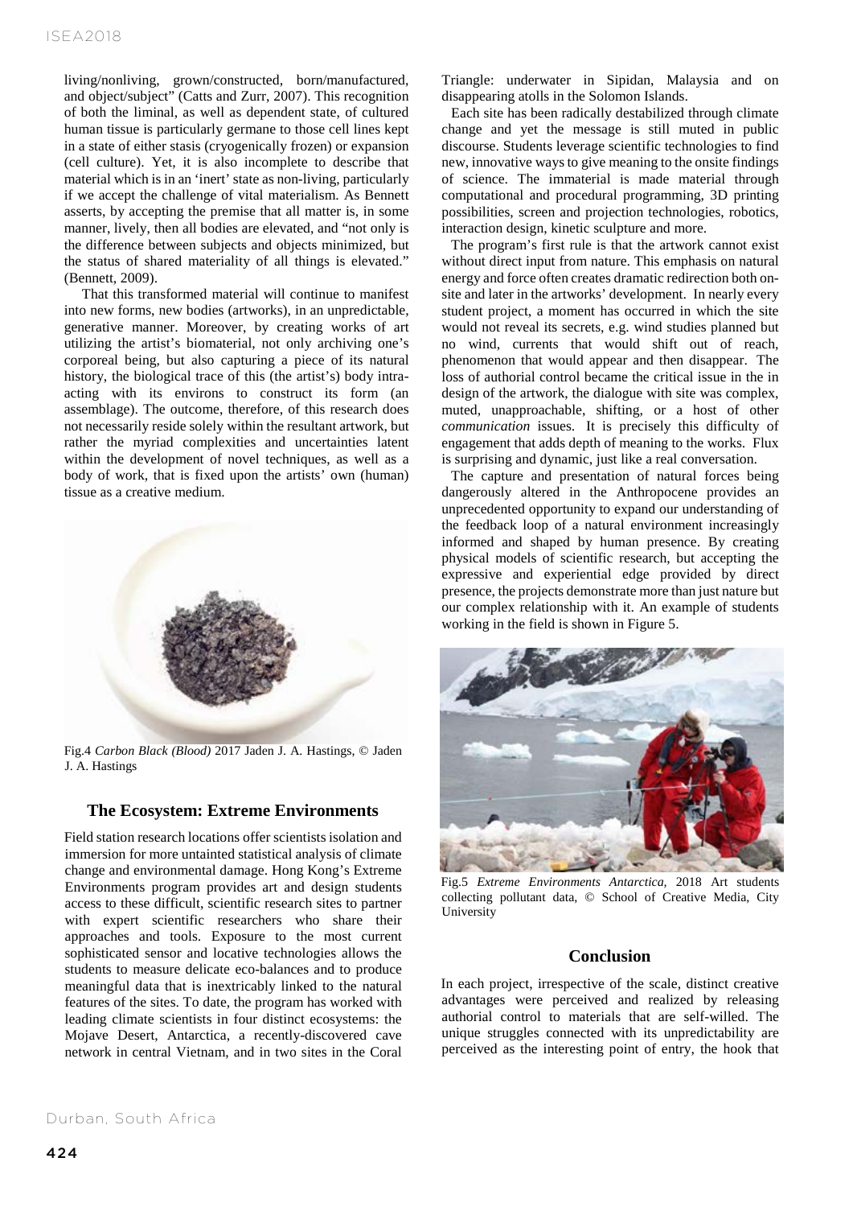living/nonliving, grown/constructed, born/manufactured, and object/subject" (Catts and Zurr, 2007). This recognition of both the liminal, as well as dependent state, of cultured human tissue is particularly germane to those cell lines kept in a state of either stasis (cryogenically frozen) or expansion (cell culture). Yet, it is also incomplete to describe that material which is in an 'inert' state as non-living, particularly if we accept the challenge of vital materialism. As Bennett asserts, by accepting the premise that all matter is, in some manner, lively, then all bodies are elevated, and "not only is the difference between subjects and objects minimized, but the status of shared materiality of all things is elevated." (Bennett, 2009).

That this transformed material will continue to manifest into new forms, new bodies (artworks), in an unpredictable, generative manner. Moreover, by creating works of art utilizing the artist's biomaterial, not only archiving one's corporeal being, but also capturing a piece of its natural history, the biological trace of this (the artist's) body intra-acting with its environs to construct its form (an assemblage). The outcome, therefore, of this research does not necessarily reside solely within the resultant artwork, but rather the myriad complexities and uncertainties latent within the development of novel techniques, as well as a body of work, that is fixed upon the artists' own (human) tissue as a creative medium.

Fig.4 *Carbon Black (Blood)* 2017 Jaden J. A. Hastings, © Jaden J. A. Hastings

## The Ecosystem: Extreme Environments

Field station research locations offer scientists isolation and immersion for more untainted statistical analysis of climate change and environmental damage. Hong Kong's Extreme Environments program provides art and design students access to these difficult, scientific research sites to partner with expert scientific researchers who share their approaches and tools. Exposure to the most current sophisticated sensor and locative technologies allows the students to measure delicate eco-balances and to produce meaningful data that is inextricably linked to the natural features of the sites. To date, the program has worked with leading climate scientists in four distinct ecosystems: the Mojave Desert, Antarctica, a recently-discovered cave network in central Vietnam, and in two sites in the Coral Triangle: underwater in Sipidan, Malaysia and on disappearing atolls in the Solomon Islands.

Each site has been radically destabilized through climate change and yet the message is still muted in public discourse. Students leverage scientific technologies to find new, innovative ways to give meaning to the onsite findings of science. The immaterial is made material through computational and procedural programming, 3D printing possibilities, screen and projection technologies, robotics, interaction design, kinetic sculpture and more.

The program's first rule is that the artwork cannot exist without direct input from nature. This emphasis on natural energy and force often creates dramatic redirection both on-site and later in the artworks' development. In nearly every student project, a moment has occurred in which the site would not reveal its secrets, e.g. wind studies planned but no wind, currents that would shift out of reach, phenomenon that would appear and then disappear. The loss of authorial control became the critical issue in the in design of the artwork, the dialogue with site was complex, muted, unapproachable, shifting, or a host of other *communication* issues. It is precisely this difficulty of engagement that adds depth of meaning to the works. Flux is surprising and dynamic, just like a real conversation.

The capture and presentation of natural forces being dangerously altered in the Anthropocene provides an unprecedented opportunity to expand our understanding of the feedback loop of a natural environment increasingly informed and shaped by human presence. By creating physical models of scientific research, but accepting the expressive and experiential edge provided by direct presence, the projects demonstrate more than just nature but our complex relationship with it. An example of students working in the field is shown in Figure 5.

Fig.5 *Extreme Environments Antarctica,* 2018 Art students collecting pollutant data, © School of Creative Media, City University

## Conclusion

In each project, irrespective of the scale, distinct creative advantages were perceived and realized by releasing authorial control to materials that are self-willed. The unique struggles connected with its unpredictability are perceived as the interesting point of entry, the hook that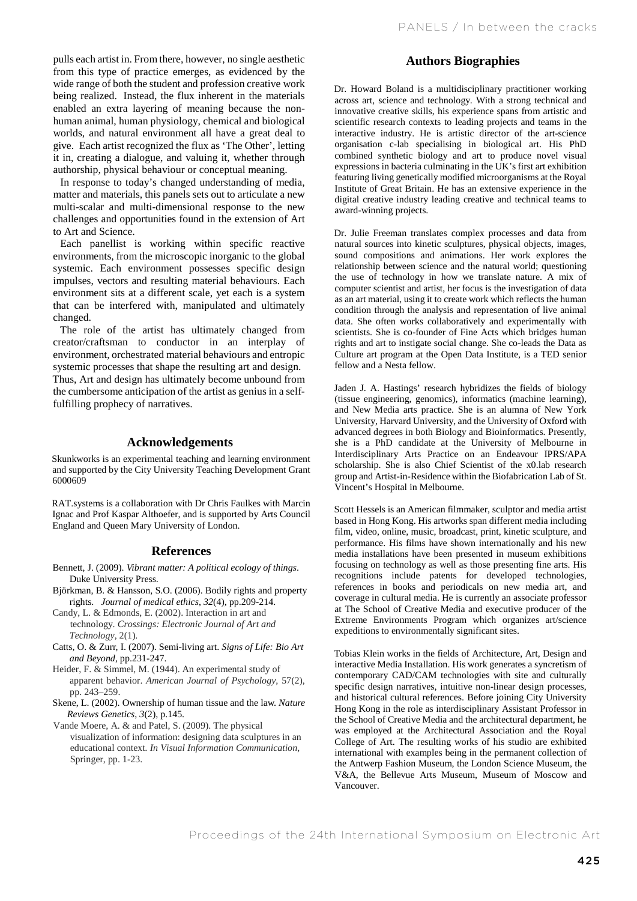pulls each artist in. From there, however, no single aesthetic from this type of practice emerges, as evidenced by the wide range of both the student and profession creative work being realized. Instead, the flux inherent in the materials enabled an extra layering of meaning because the non-human animal, human physiology, chemical and biological worlds, and natural environment all have a great deal to give. Each artist recognized the flux as 'The Other', letting it in, creating a dialogue, and valuing it, whether through authorship, physical behaviour or conceptual meaning.

In response to today's changed understanding of media, matter and materials, this panels sets out to articulate a new multi-scalar and multi-dimensional response to the new challenges and opportunities found in the extension of Art to Art and Science.

Each panellist is working within specific reactive environments, from the microscopic inorganic to the global systemic. Each environment possesses specific design impulses, vectors and resulting material behaviours. Each environment sits at a different scale, yet each is a system that can be interfered with, manipulated and ultimately changed.

The role of the artist has ultimately changed from creator/craftsman to conductor in an interplay of environment, orchestrated material behaviours and entropic systemic processes that shape the resulting art and design. Thus, Art and design has ultimately become unbound from the cumbersome anticipation of the artist as genius in a self-fulfilling prophecy of narratives.

## Acknowledgements

Skunkworks is an experimental teaching and learning environment and supported by the City University Teaching Development Grant 6000609

RAT.systems is a collaboration with Dr Chris Faulkes with Marcin Ignac and Prof Kaspar Althoefer, and is supported by Arts Council England and Queen Mary University of London.

## References

Bennett, J. (2009). *Vibrant matter: A political ecology of things*. Duke University Press.

Björkman, B. & Hansson, S.O. (2006). Bodily rights and property rights. *Journal of medical ethics*, *32*(4), pp.209-214.

Candy, L. & Edmonds, E. (2002). Interaction in art and technology. *Crossings: Electronic Journal of Art and Technology*, 2(1).

Catts, O. & Zurr, I. (2007). Semi-living art. *Signs of Life: Bio Art and Beyond*, pp.231-247.

Heider, F. & Simmel, M. (1944). An experimental study of apparent behavior. *American Journal of Psychology*, 57(2), pp. 243–259.

Skene, L. (2002). Ownership of human tissue and the law. *Nature Reviews Genetics*, *3*(2), p.145.

Vande Moere, A. & and Patel, S. (2009). The physical visualization of information: designing data sculptures in an educational context. *In Visual Information Communication*, Springer, pp. 1-23.

## Authors Biographies

Dr. Howard Boland is a multidisciplinary practitioner working across art, science and technology. With a strong technical and innovative creative skills, his experience spans from artistic and scientific research contexts to leading projects and teams in the interactive industry. He is artistic director of the art-science organisation c-lab specialising in biological art. His PhD combined synthetic biology and art to produce novel visual expressions in bacteria culminating in the UK's first art exhibition featuring living genetically modified microorganisms at the Royal Institute of Great Britain. He has an extensive experience in the digital creative industry leading creative and technical teams to award-winning projects.

Dr. Julie Freeman translates complex processes and data from natural sources into kinetic sculptures, physical objects, images, sound compositions and animations. Her work explores the relationship between science and the natural world; questioning the use of technology in how we translate nature. A mix of computer scientist and artist, her focus is the investigation of data as an art material, using it to create work which reflects the human condition through the analysis and representation of live animal data. She often works collaboratively and experimentally with scientists. She is co-founder of Fine Acts which bridges human rights and art to instigate social change. She co-leads the Data as Culture art program at the Open Data Institute, is a TED senior fellow and a Nesta fellow.

Jaden J. A. Hastings' research hybridizes the fields of biology (tissue engineering, genomics), informatics (machine learning), and New Media arts practice. She is an alumna of New York University, Harvard University, and the University of Oxford with advanced degrees in both Biology and Bioinformatics. Presently, she is a PhD candidate at the University of Melbourne in Interdisciplinary Arts Practice on an Endeavour IPRS/APA scholarship. She is also Chief Scientist of the x0.lab research group and Artist-in-Residence within the Biofabrication Lab of St. Vincent's Hospital in Melbourne.

Scott Hessels is an American filmmaker, sculptor and media artist based in Hong Kong. His artworks span different media including film, video, online, music, broadcast, print, kinetic sculpture, and performance. His films have shown internationally and his new media installations have been presented in museum exhibitions focusing on technology as well as those presenting fine arts. His recognitions include patents for developed technologies, references in books and periodicals on new media art, and coverage in cultural media. He is currently an associate professor at The School of Creative Media and executive producer of the Extreme Environments Program which organizes art/science expeditions to environmentally significant sites.

Tobias Klein works in the fields of Architecture, Art, Design and interactive Media Installation. His work generates a syncretism of contemporary CAD/CAM technologies with site and culturally specific design narratives, intuitive non-linear design processes, and historical cultural references. Before joining City University Hong Kong in the role as interdisciplinary Assistant Professor in the School of Creative Media and the architectural department, he was employed at the Architectural Association and the Royal College of Art. The resulting works of his studio are exhibited international with examples being in the permanent collection of the Antwerp Fashion Museum, the London Science Museum, the V&A, the Bellevue Arts Museum, Museum of Moscow and Vancouver.